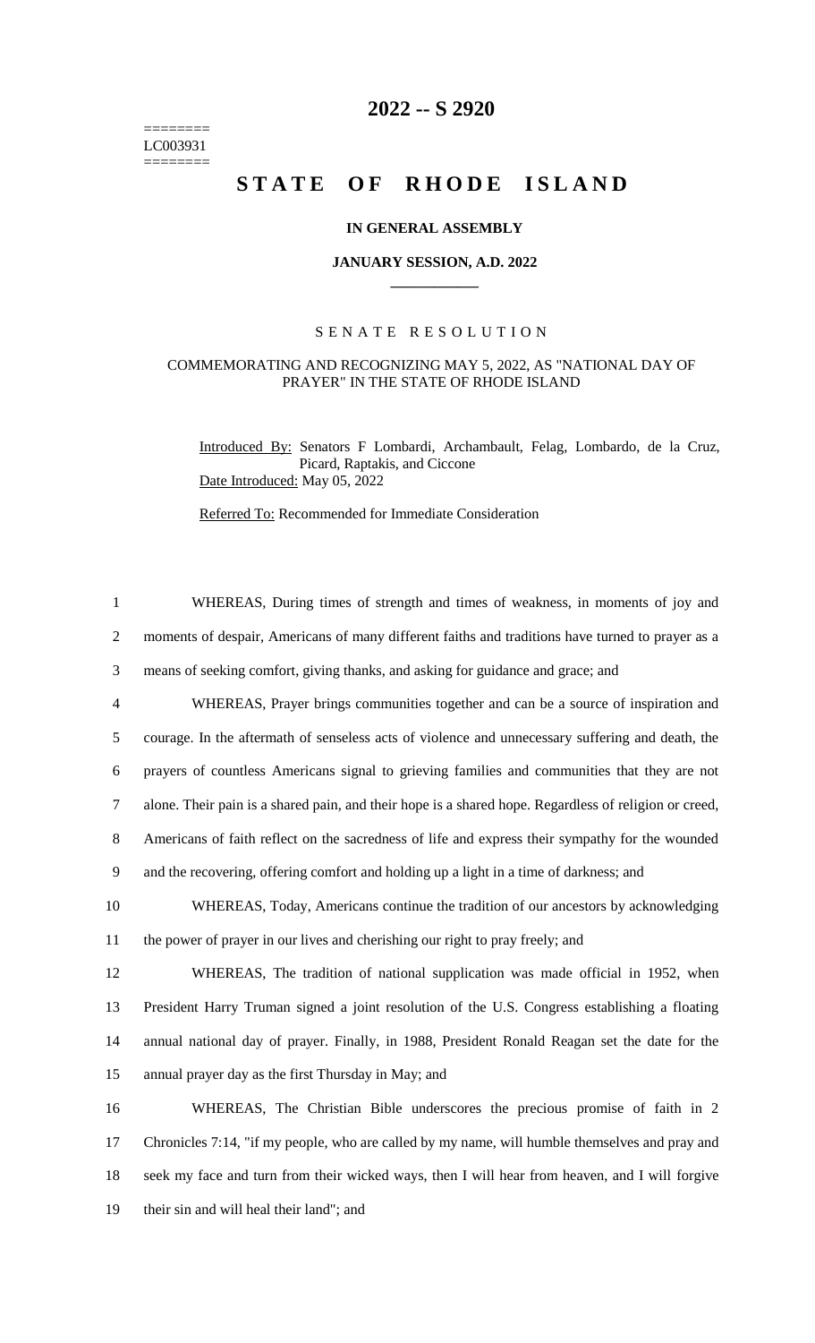========
LC003931
========

# 2022 -- S 2920

# STATE OF RHODE ISLAND

### IN GENERAL ASSEMBLY

### JANUARY SESSION, A.D. 2022

## SENATE RESOLUTION

### COMMEMORATING AND RECOGNIZING MAY 5, 2022, AS "NATIONAL DAY OF PRAYER" IN THE STATE OF RHODE ISLAND

Introduced By: Senators F Lombardi, Archambault, Felag, Lombardo, de la Cruz, Picard, Raptakis, and Ciccone

Date Introduced: May 05, 2022

Referred To: Recommended for Immediate Consideration

1 WHEREAS, During times of strength and times of weakness, in moments of joy and
2 moments of despair, Americans of many different faiths and traditions have turned to prayer as a
3 means of seeking comfort, giving thanks, and asking for guidance and grace; and
4 WHEREAS, Prayer brings communities together and can be a source of inspiration and
5 courage. In the aftermath of senseless acts of violence and unnecessary suffering and death, the
6 prayers of countless Americans signal to grieving families and communities that they are not
7 alone. Their pain is a shared pain, and their hope is a shared hope. Regardless of religion or creed,
8 Americans of faith reflect on the sacredness of life and express their sympathy for the wounded
9 and the recovering, offering comfort and holding up a light in a time of darkness; and
10 WHEREAS, Today, Americans continue the tradition of our ancestors by acknowledging
11 the power of prayer in our lives and cherishing our right to pray freely; and
12 WHEREAS, The tradition of national supplication was made official in 1952, when
13 President Harry Truman signed a joint resolution of the U.S. Congress establishing a floating
14 annual national day of prayer. Finally, in 1988, President Ronald Reagan set the date for the
15 annual prayer day as the first Thursday in May; and
16 WHEREAS, The Christian Bible underscores the precious promise of faith in 2
17 Chronicles 7:14, "if my people, who are called by my name, will humble themselves and pray and
18 seek my face and turn from their wicked ways, then I will hear from heaven, and I will forgive
19 their sin and will heal their land"; and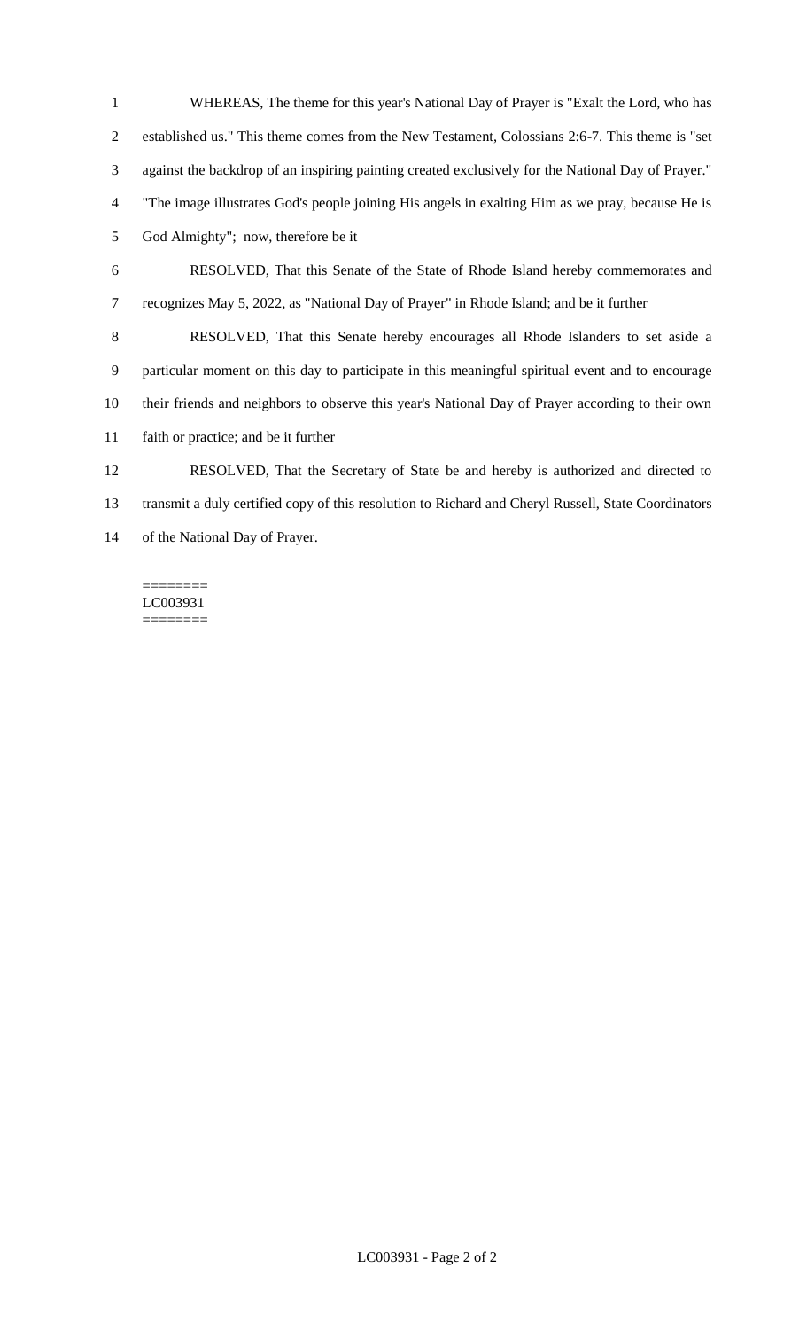WHEREAS, The theme for this year's National Day of Prayer is "Exalt the Lord, who has established us." This theme comes from the New Testament, Colossians 2:6-7. This theme is "set against the backdrop of an inspiring painting created exclusively for the National Day of Prayer." "The image illustrates God's people joining His angels in exalting Him as we pray, because He is God Almighty"; now, therefore be it

RESOLVED, That this Senate of the State of Rhode Island hereby commemorates and recognizes May 5, 2022, as "National Day of Prayer" in Rhode Island; and be it further

RESOLVED, That this Senate hereby encourages all Rhode Islanders to set aside a particular moment on this day to participate in this meaningful spiritual event and to encourage their friends and neighbors to observe this year's National Day of Prayer according to their own faith or practice; and be it further

RESOLVED, That the Secretary of State be and hereby is authorized and directed to transmit a duly certified copy of this resolution to Richard and Cheryl Russell, State Coordinators of the National Day of Prayer.

========
LC003931
========